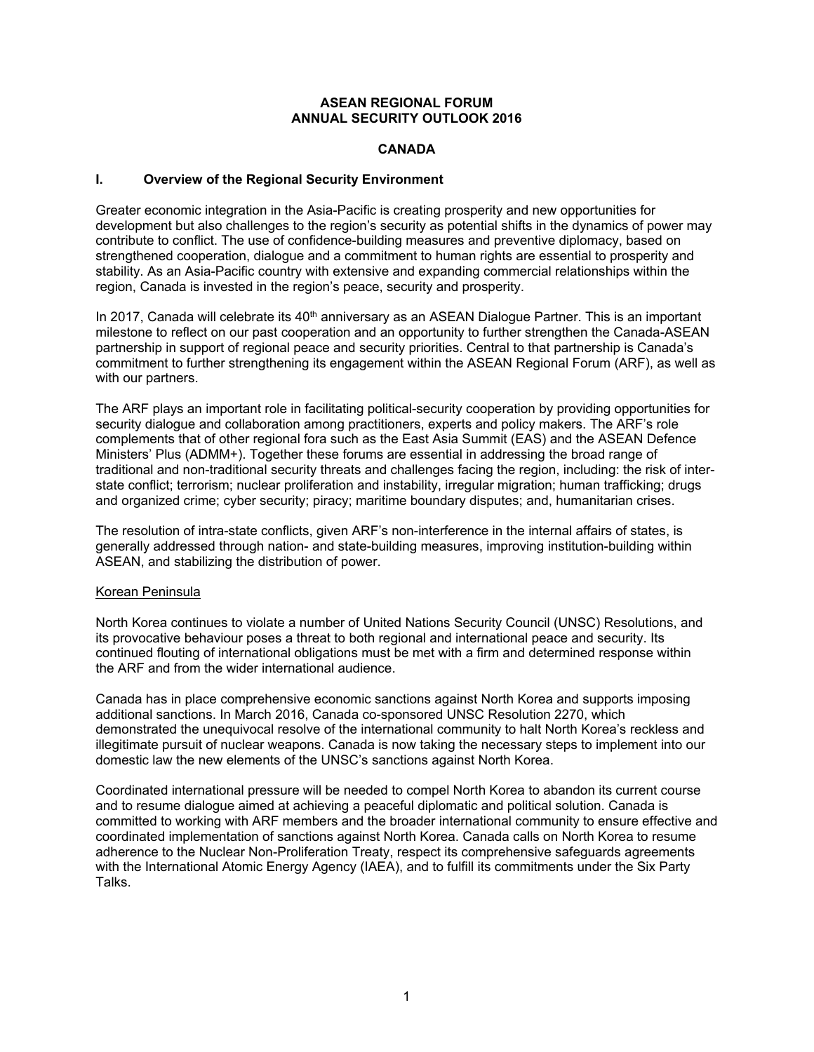# ASEAN REGIONAL FORUM
# ANNUAL SECURITY OUTLOOK 2016

## CANADA

## I. Overview of the Regional Security Environment

Greater economic integration in the Asia-Pacific is creating prosperity and new opportunities for development but also challenges to the region's security as potential shifts in the dynamics of power may contribute to conflict. The use of confidence-building measures and preventive diplomacy, based on strengthened cooperation, dialogue and a commitment to human rights are essential to prosperity and stability. As an Asia-Pacific country with extensive and expanding commercial relationships within the region, Canada is invested in the region's peace, security and prosperity.

In 2017, Canada will celebrate its 40th anniversary as an ASEAN Dialogue Partner. This is an important milestone to reflect on our past cooperation and an opportunity to further strengthen the Canada-ASEAN partnership in support of regional peace and security priorities. Central to that partnership is Canada's commitment to further strengthening its engagement within the ASEAN Regional Forum (ARF), as well as with our partners.

The ARF plays an important role in facilitating political-security cooperation by providing opportunities for security dialogue and collaboration among practitioners, experts and policy makers. The ARF's role complements that of other regional fora such as the East Asia Summit (EAS) and the ASEAN Defence Ministers' Plus (ADMM+). Together these forums are essential in addressing the broad range of traditional and non-traditional security threats and challenges facing the region, including: the risk of inter-state conflict; terrorism; nuclear proliferation and instability, irregular migration; human trafficking; drugs and organized crime; cyber security; piracy; maritime boundary disputes; and, humanitarian crises.

The resolution of intra-state conflicts, given ARF's non-interference in the internal affairs of states, is generally addressed through nation- and state-building measures, improving institution-building within ASEAN, and stabilizing the distribution of power.

### Korean Peninsula

North Korea continues to violate a number of United Nations Security Council (UNSC) Resolutions, and its provocative behaviour poses a threat to both regional and international peace and security. Its continued flouting of international obligations must be met with a firm and determined response within the ARF and from the wider international audience.

Canada has in place comprehensive economic sanctions against North Korea and supports imposing additional sanctions. In March 2016, Canada co-sponsored UNSC Resolution 2270, which demonstrated the unequivocal resolve of the international community to halt North Korea's reckless and illegitimate pursuit of nuclear weapons. Canada is now taking the necessary steps to implement into our domestic law the new elements of the UNSC's sanctions against North Korea.

Coordinated international pressure will be needed to compel North Korea to abandon its current course and to resume dialogue aimed at achieving a peaceful diplomatic and political solution. Canada is committed to working with ARF members and the broader international community to ensure effective and coordinated implementation of sanctions against North Korea. Canada calls on North Korea to resume adherence to the Nuclear Non-Proliferation Treaty, respect its comprehensive safeguards agreements with the International Atomic Energy Agency (IAEA), and to fulfill its commitments under the Six Party Talks.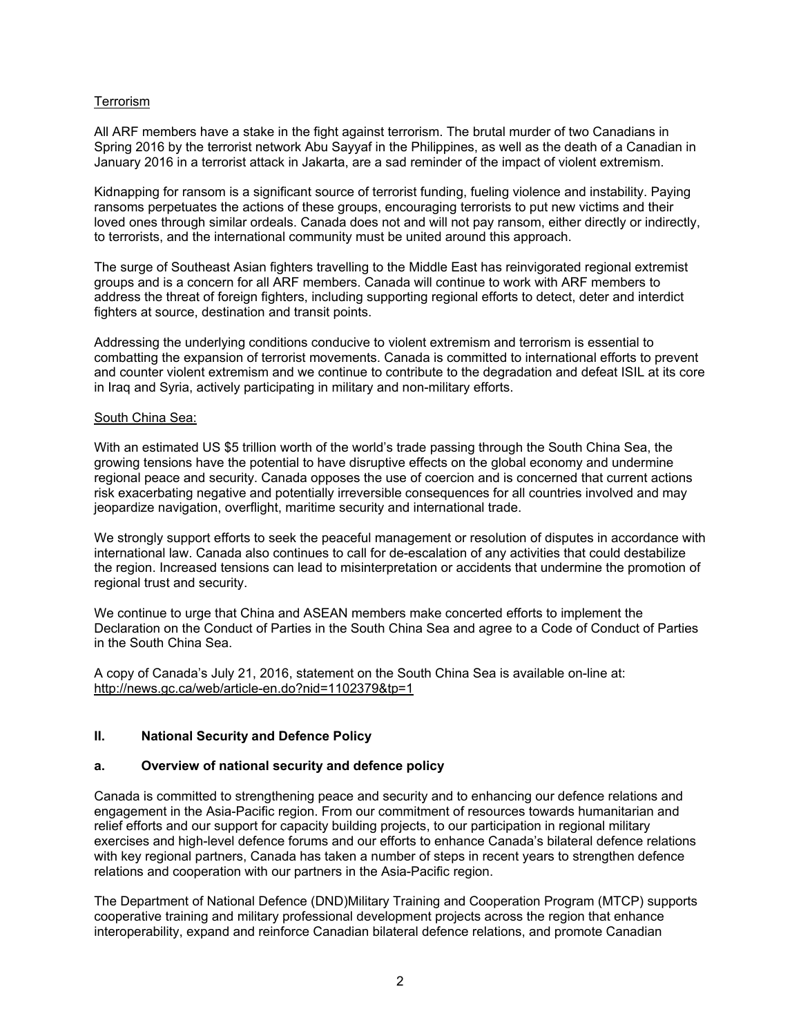<u>Terrorism</u>

All ARF members have a stake in the fight against terrorism. The brutal murder of two Canadians in Spring 2016 by the terrorist network Abu Sayyaf in the Philippines, as well as the death of a Canadian in January 2016 in a terrorist attack in Jakarta, are a sad reminder of the impact of violent extremism.

Kidnapping for ransom is a significant source of terrorist funding, fueling violence and instability. Paying ransoms perpetuates the actions of these groups, encouraging terrorists to put new victims and their loved ones through similar ordeals. Canada does not and will not pay ransom, either directly or indirectly, to terrorists, and the international community must be united around this approach.

The surge of Southeast Asian fighters travelling to the Middle East has reinvigorated regional extremist groups and is a concern for all ARF members. Canada will continue to work with ARF members to address the threat of foreign fighters, including supporting regional efforts to detect, deter and interdict fighters at source, destination and transit points.

Addressing the underlying conditions conducive to violent extremism and terrorism is essential to combatting the expansion of terrorist movements. Canada is committed to international efforts to prevent and counter violent extremism and we continue to contribute to the degradation and defeat ISIL at its core in Iraq and Syria, actively participating in military and non-military efforts.

<u>South China Sea:</u>

With an estimated US $5 trillion worth of the world's trade passing through the South China Sea, the growing tensions have the potential to have disruptive effects on the global economy and undermine regional peace and security. Canada opposes the use of coercion and is concerned that current actions risk exacerbating negative and potentially irreversible consequences for all countries involved and may jeopardize navigation, overflight, maritime security and international trade.

We strongly support efforts to seek the peaceful management or resolution of disputes in accordance with international law. Canada also continues to call for de-escalation of any activities that could destabilize the region. Increased tensions can lead to misinterpretation or accidents that undermine the promotion of regional trust and security.

We continue to urge that China and ASEAN members make concerted efforts to implement the Declaration on the Conduct of Parties in the South China Sea and agree to a Code of Conduct of Parties in the South China Sea.

A copy of Canada's July 21, 2016, statement on the South China Sea is available on-line at: http://news.gc.ca/web/article-en.do?nid=1102379&tp=1

## II. National Security and Defence Policy

### a. Overview of national security and defence policy

Canada is committed to strengthening peace and security and to enhancing our defence relations and engagement in the Asia-Pacific region. From our commitment of resources towards humanitarian and relief efforts and our support for capacity building projects, to our participation in regional military exercises and high-level defence forums and our efforts to enhance Canada's bilateral defence relations with key regional partners, Canada has taken a number of steps in recent years to strengthen defence relations and cooperation with our partners in the Asia-Pacific region.

The Department of National Defence (DND)Military Training and Cooperation Program (MTCP) supports cooperative training and military professional development projects across the region that enhance interoperability, expand and reinforce Canadian bilateral defence relations, and promote Canadian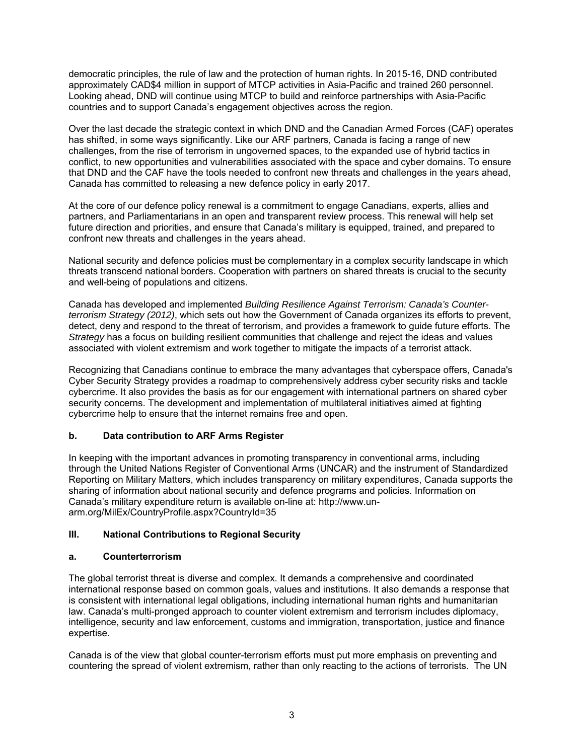democratic principles, the rule of law and the protection of human rights. In 2015-16, DND contributed approximately CAD$4 million in support of MTCP activities in Asia-Pacific and trained 260 personnel. Looking ahead, DND will continue using MTCP to build and reinforce partnerships with Asia-Pacific countries and to support Canada's engagement objectives across the region.

Over the last decade the strategic context in which DND and the Canadian Armed Forces (CAF) operates has shifted, in some ways significantly. Like our ARF partners, Canada is facing a range of new challenges, from the rise of terrorism in ungoverned spaces, to the expanded use of hybrid tactics in conflict, to new opportunities and vulnerabilities associated with the space and cyber domains. To ensure that DND and the CAF have the tools needed to confront new threats and challenges in the years ahead, Canada has committed to releasing a new defence policy in early 2017.

At the core of our defence policy renewal is a commitment to engage Canadians, experts, allies and partners, and Parliamentarians in an open and transparent review process. This renewal will help set future direction and priorities, and ensure that Canada's military is equipped, trained, and prepared to confront new threats and challenges in the years ahead.

National security and defence policies must be complementary in a complex security landscape in which threats transcend national borders. Cooperation with partners on shared threats is crucial to the security and well-being of populations and citizens.

Canada has developed and implemented *Building Resilience Against Terrorism: Canada's Counter-terrorism Strategy (2012)*, which sets out how the Government of Canada organizes its efforts to prevent, detect, deny and respond to the threat of terrorism, and provides a framework to guide future efforts. The *Strategy* has a focus on building resilient communities that challenge and reject the ideas and values associated with violent extremism and work together to mitigate the impacts of a terrorist attack.

Recognizing that Canadians continue to embrace the many advantages that cyberspace offers, Canada's Cyber Security Strategy provides a roadmap to comprehensively address cyber security risks and tackle cybercrime. It also provides the basis as for our engagement with international partners on shared cyber security concerns. The development and implementation of multilateral initiatives aimed at fighting cybercrime help to ensure that the internet remains free and open.

### b. Data contribution to ARF Arms Register

In keeping with the important advances in promoting transparency in conventional arms, including through the United Nations Register of Conventional Arms (UNCAR) and the instrument of Standardized Reporting on Military Matters, which includes transparency on military expenditures, Canada supports the sharing of information about national security and defence programs and policies. Information on Canada's military expenditure return is available on-line at: http://www.un-arm.org/MilEx/CountryProfile.aspx?CountryId=35

## III. National Contributions to Regional Security

### a. Counterterrorism

The global terrorist threat is diverse and complex. It demands a comprehensive and coordinated international response based on common goals, values and institutions. It also demands a response that is consistent with international legal obligations, including international human rights and humanitarian law. Canada's multi-pronged approach to counter violent extremism and terrorism includes diplomacy, intelligence, security and law enforcement, customs and immigration, transportation, justice and finance expertise.

Canada is of the view that global counter-terrorism efforts must put more emphasis on preventing and countering the spread of violent extremism, rather than only reacting to the actions of terrorists. The UN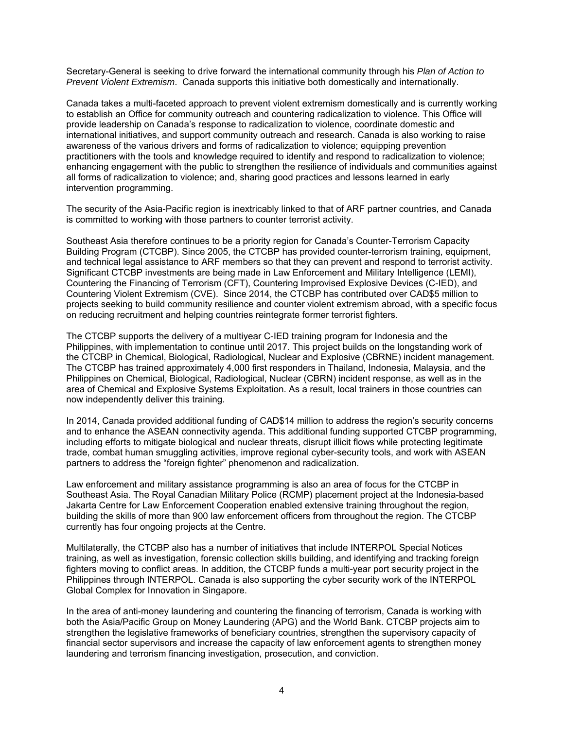Secretary-General is seeking to drive forward the international community through his *Plan of Action to Prevent Violent Extremism*. Canada supports this initiative both domestically and internationally.

Canada takes a multi-faceted approach to prevent violent extremism domestically and is currently working to establish an Office for community outreach and countering radicalization to violence. This Office will provide leadership on Canada's response to radicalization to violence, coordinate domestic and international initiatives, and support community outreach and research. Canada is also working to raise awareness of the various drivers and forms of radicalization to violence; equipping prevention practitioners with the tools and knowledge required to identify and respond to radicalization to violence; enhancing engagement with the public to strengthen the resilience of individuals and communities against all forms of radicalization to violence; and, sharing good practices and lessons learned in early intervention programming.

The security of the Asia-Pacific region is inextricably linked to that of ARF partner countries, and Canada is committed to working with those partners to counter terrorist activity.

Southeast Asia therefore continues to be a priority region for Canada's Counter-Terrorism Capacity Building Program (CTCBP). Since 2005, the CTCBP has provided counter-terrorism training, equipment, and technical legal assistance to ARF members so that they can prevent and respond to terrorist activity. Significant CTCBP investments are being made in Law Enforcement and Military Intelligence (LEMI), Countering the Financing of Terrorism (CFT), Countering Improvised Explosive Devices (C-IED), and Countering Violent Extremism (CVE). Since 2014, the CTCBP has contributed over CAD$5 million to projects seeking to build community resilience and counter violent extremism abroad, with a specific focus on reducing recruitment and helping countries reintegrate former terrorist fighters.

The CTCBP supports the delivery of a multiyear C-IED training program for Indonesia and the Philippines, with implementation to continue until 2017. This project builds on the longstanding work of the CTCBP in Chemical, Biological, Radiological, Nuclear and Explosive (CBRNE) incident management. The CTCBP has trained approximately 4,000 first responders in Thailand, Indonesia, Malaysia, and the Philippines on Chemical, Biological, Radiological, Nuclear (CBRN) incident response, as well as in the area of Chemical and Explosive Systems Exploitation. As a result, local trainers in those countries can now independently deliver this training.

In 2014, Canada provided additional funding of CAD$14 million to address the region's security concerns and to enhance the ASEAN connectivity agenda. This additional funding supported CTCBP programming, including efforts to mitigate biological and nuclear threats, disrupt illicit flows while protecting legitimate trade, combat human smuggling activities, improve regional cyber-security tools, and work with ASEAN partners to address the "foreign fighter" phenomenon and radicalization.

Law enforcement and military assistance programming is also an area of focus for the CTCBP in Southeast Asia. The Royal Canadian Military Police (RCMP) placement project at the Indonesia-based Jakarta Centre for Law Enforcement Cooperation enabled extensive training throughout the region, building the skills of more than 900 law enforcement officers from throughout the region. The CTCBP currently has four ongoing projects at the Centre.

Multilaterally, the CTCBP also has a number of initiatives that include INTERPOL Special Notices training, as well as investigation, forensic collection skills building, and identifying and tracking foreign fighters moving to conflict areas. In addition, the CTCBP funds a multi-year port security project in the Philippines through INTERPOL. Canada is also supporting the cyber security work of the INTERPOL Global Complex for Innovation in Singapore.

In the area of anti-money laundering and countering the financing of terrorism, Canada is working with both the Asia/Pacific Group on Money Laundering (APG) and the World Bank. CTCBP projects aim to strengthen the legislative frameworks of beneficiary countries, strengthen the supervisory capacity of financial sector supervisors and increase the capacity of law enforcement agents to strengthen money laundering and terrorism financing investigation, prosecution, and conviction.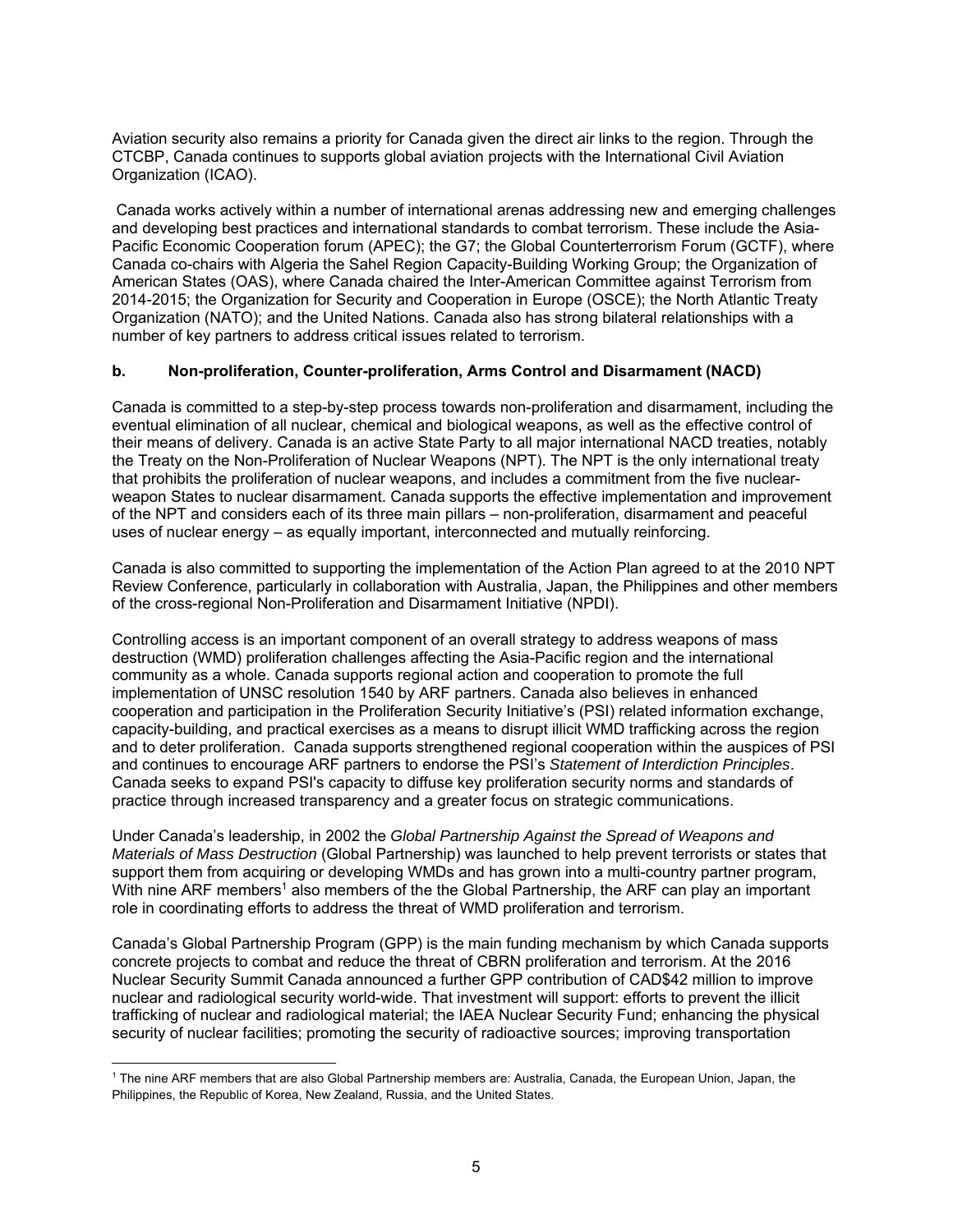Aviation security also remains a priority for Canada given the direct air links to the region. Through the CTCBP, Canada continues to supports global aviation projects with the International Civil Aviation Organization (ICAO).

Canada works actively within a number of international arenas addressing new and emerging challenges and developing best practices and international standards to combat terrorism. These include the Asia-Pacific Economic Cooperation forum (APEC); the G7; the Global Counterterrorism Forum (GCTF), where Canada co-chairs with Algeria the Sahel Region Capacity-Building Working Group; the Organization of American States (OAS), where Canada chaired the Inter-American Committee against Terrorism from 2014-2015; the Organization for Security and Cooperation in Europe (OSCE); the North Atlantic Treaty Organization (NATO); and the United Nations. Canada also has strong bilateral relationships with a number of key partners to address critical issues related to terrorism.

### b. Non-proliferation, Counter-proliferation, Arms Control and Disarmament (NACD)

Canada is committed to a step-by-step process towards non-proliferation and disarmament, including the eventual elimination of all nuclear, chemical and biological weapons, as well as the effective control of their means of delivery. Canada is an active State Party to all major international NACD treaties, notably the Treaty on the Non-Proliferation of Nuclear Weapons (NPT). The NPT is the only international treaty that prohibits the proliferation of nuclear weapons, and includes a commitment from the five nuclear-weapon States to nuclear disarmament. Canada supports the effective implementation and improvement of the NPT and considers each of its three main pillars – non-proliferation, disarmament and peaceful uses of nuclear energy – as equally important, interconnected and mutually reinforcing.

Canada is also committed to supporting the implementation of the Action Plan agreed to at the 2010 NPT Review Conference, particularly in collaboration with Australia, Japan, the Philippines and other members of the cross-regional Non-Proliferation and Disarmament Initiative (NPDI).

Controlling access is an important component of an overall strategy to address weapons of mass destruction (WMD) proliferation challenges affecting the Asia-Pacific region and the international community as a whole. Canada supports regional action and cooperation to promote the full implementation of UNSC resolution 1540 by ARF partners. Canada also believes in enhanced cooperation and participation in the Proliferation Security Initiative's (PSI) related information exchange, capacity-building, and practical exercises as a means to disrupt illicit WMD trafficking across the region and to deter proliferation. Canada supports strengthened regional cooperation within the auspices of PSI and continues to encourage ARF partners to endorse the PSI's *Statement of Interdiction Principles*. Canada seeks to expand PSI's capacity to diffuse key proliferation security norms and standards of practice through increased transparency and a greater focus on strategic communications.

Under Canada's leadership, in 2002 the *Global Partnership Against the Spread of Weapons and Materials of Mass Destruction* (Global Partnership) was launched to help prevent terrorists or states that support them from acquiring or developing WMDs and has grown into a multi-country partner program, With nine ARF members[1] also members of the the Global Partnership, the ARF can play an important role in coordinating efforts to address the threat of WMD proliferation and terrorism.

Canada's Global Partnership Program (GPP) is the main funding mechanism by which Canada supports concrete projects to combat and reduce the threat of CBRN proliferation and terrorism. At the 2016 Nuclear Security Summit Canada announced a further GPP contribution of CAD$42 million to improve nuclear and radiological security world-wide. That investment will support: efforts to prevent the illicit trafficking of nuclear and radiological material; the IAEA Nuclear Security Fund; enhancing the physical security of nuclear facilities; promoting the security of radioactive sources; improving transportation

---

[1] The nine ARF members that are also Global Partnership members are: Australia, Canada, the European Union, Japan, the Philippines, the Republic of Korea, New Zealand, Russia, and the United States.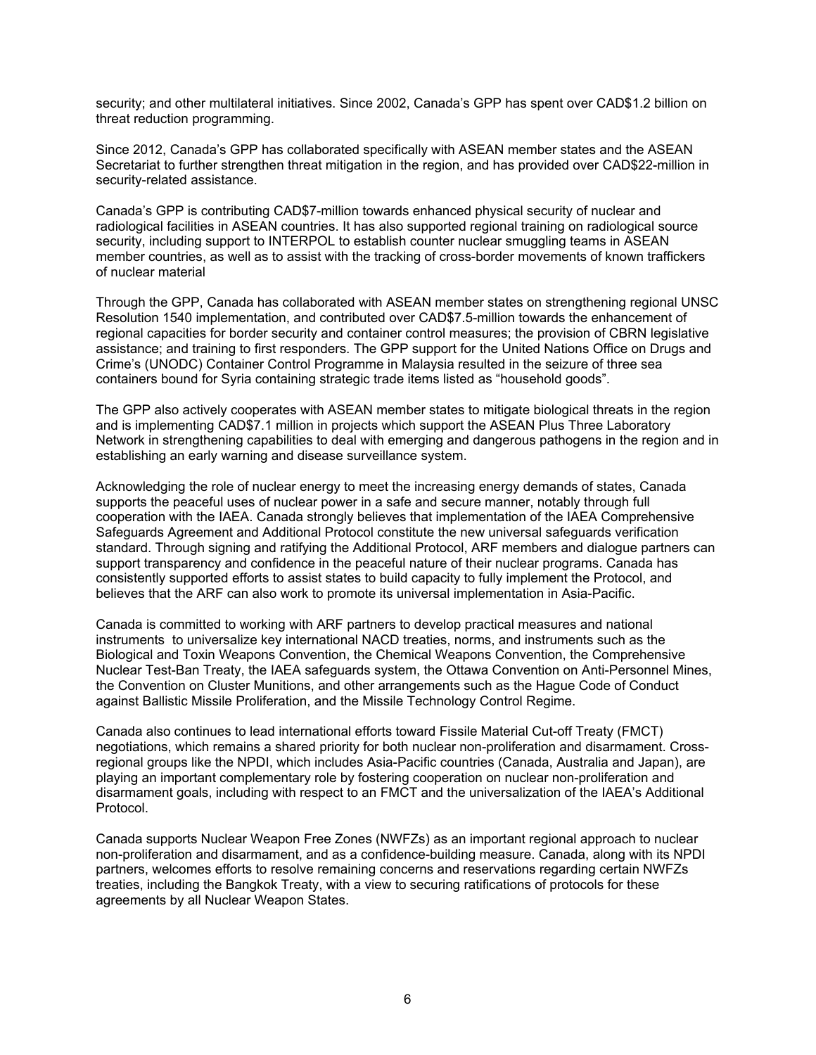security; and other multilateral initiatives. Since 2002, Canada's GPP has spent over CAD$1.2 billion on threat reduction programming.

Since 2012, Canada's GPP has collaborated specifically with ASEAN member states and the ASEAN Secretariat to further strengthen threat mitigation in the region, and has provided over CAD$22-million in security-related assistance.

Canada's GPP is contributing CAD$7-million towards enhanced physical security of nuclear and radiological facilities in ASEAN countries. It has also supported regional training on radiological source security, including support to INTERPOL to establish counter nuclear smuggling teams in ASEAN member countries, as well as to assist with the tracking of cross-border movements of known traffickers of nuclear material

Through the GPP, Canada has collaborated with ASEAN member states on strengthening regional UNSC Resolution 1540 implementation, and contributed over CAD$7.5-million towards the enhancement of regional capacities for border security and container control measures; the provision of CBRN legislative assistance; and training to first responders. The GPP support for the United Nations Office on Drugs and Crime's (UNODC) Container Control Programme in Malaysia resulted in the seizure of three sea containers bound for Syria containing strategic trade items listed as "household goods".

The GPP also actively cooperates with ASEAN member states to mitigate biological threats in the region and is implementing CAD$7.1 million in projects which support the ASEAN Plus Three Laboratory Network in strengthening capabilities to deal with emerging and dangerous pathogens in the region and in establishing an early warning and disease surveillance system.

Acknowledging the role of nuclear energy to meet the increasing energy demands of states, Canada supports the peaceful uses of nuclear power in a safe and secure manner, notably through full cooperation with the IAEA. Canada strongly believes that implementation of the IAEA Comprehensive Safeguards Agreement and Additional Protocol constitute the new universal safeguards verification standard. Through signing and ratifying the Additional Protocol, ARF members and dialogue partners can support transparency and confidence in the peaceful nature of their nuclear programs. Canada has consistently supported efforts to assist states to build capacity to fully implement the Protocol, and believes that the ARF can also work to promote its universal implementation in Asia-Pacific.

Canada is committed to working with ARF partners to develop practical measures and national instruments to universalize key international NACD treaties, norms, and instruments such as the Biological and Toxin Weapons Convention, the Chemical Weapons Convention, the Comprehensive Nuclear Test-Ban Treaty, the IAEA safeguards system, the Ottawa Convention on Anti-Personnel Mines, the Convention on Cluster Munitions, and other arrangements such as the Hague Code of Conduct against Ballistic Missile Proliferation, and the Missile Technology Control Regime.

Canada also continues to lead international efforts toward Fissile Material Cut-off Treaty (FMCT) negotiations, which remains a shared priority for both nuclear non-proliferation and disarmament. Cross-regional groups like the NPDI, which includes Asia-Pacific countries (Canada, Australia and Japan), are playing an important complementary role by fostering cooperation on nuclear non-proliferation and disarmament goals, including with respect to an FMCT and the universalization of the IAEA's Additional Protocol.

Canada supports Nuclear Weapon Free Zones (NWFZs) as an important regional approach to nuclear non-proliferation and disarmament, and as a confidence-building measure. Canada, along with its NPDI partners, welcomes efforts to resolve remaining concerns and reservations regarding certain NWFZs treaties, including the Bangkok Treaty, with a view to securing ratifications of protocols for these agreements by all Nuclear Weapon States.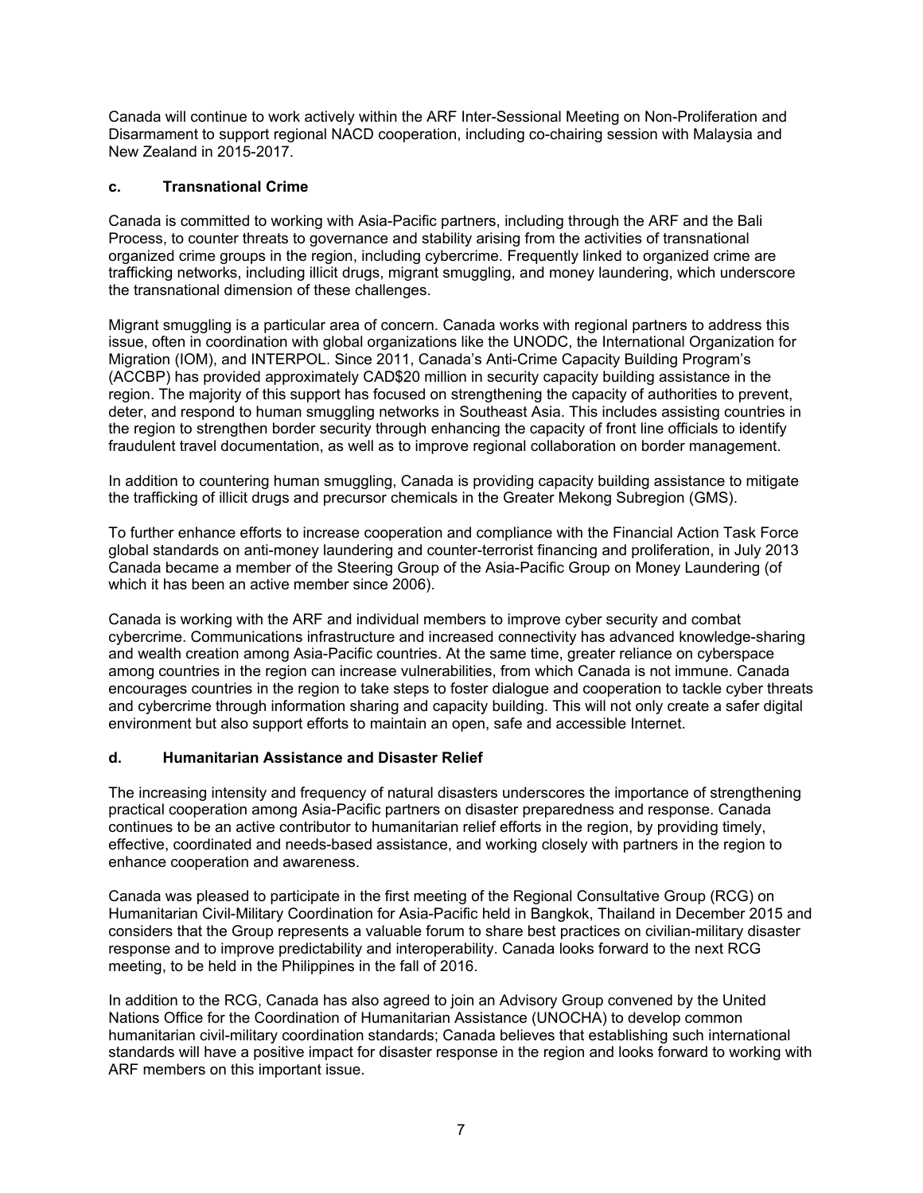Canada will continue to work actively within the ARF Inter-Sessional Meeting on Non-Proliferation and Disarmament to support regional NACD cooperation, including co-chairing session with Malaysia and New Zealand in 2015-2017.

### c. Transnational Crime

Canada is committed to working with Asia-Pacific partners, including through the ARF and the Bali Process, to counter threats to governance and stability arising from the activities of transnational organized crime groups in the region, including cybercrime. Frequently linked to organized crime are trafficking networks, including illicit drugs, migrant smuggling, and money laundering, which underscore the transnational dimension of these challenges.

Migrant smuggling is a particular area of concern. Canada works with regional partners to address this issue, often in coordination with global organizations like the UNODC, the International Organization for Migration (IOM), and INTERPOL. Since 2011, Canada's Anti-Crime Capacity Building Program's (ACCBP) has provided approximately CAD$20 million in security capacity building assistance in the region. The majority of this support has focused on strengthening the capacity of authorities to prevent, deter, and respond to human smuggling networks in Southeast Asia. This includes assisting countries in the region to strengthen border security through enhancing the capacity of front line officials to identify fraudulent travel documentation, as well as to improve regional collaboration on border management.

In addition to countering human smuggling, Canada is providing capacity building assistance to mitigate the trafficking of illicit drugs and precursor chemicals in the Greater Mekong Subregion (GMS).

To further enhance efforts to increase cooperation and compliance with the Financial Action Task Force global standards on anti-money laundering and counter-terrorist financing and proliferation, in July 2013 Canada became a member of the Steering Group of the Asia-Pacific Group on Money Laundering (of which it has been an active member since 2006).

Canada is working with the ARF and individual members to improve cyber security and combat cybercrime. Communications infrastructure and increased connectivity has advanced knowledge-sharing and wealth creation among Asia-Pacific countries. At the same time, greater reliance on cyberspace among countries in the region can increase vulnerabilities, from which Canada is not immune. Canada encourages countries in the region to take steps to foster dialogue and cooperation to tackle cyber threats and cybercrime through information sharing and capacity building. This will not only create a safer digital environment but also support efforts to maintain an open, safe and accessible Internet.

### d. Humanitarian Assistance and Disaster Relief

The increasing intensity and frequency of natural disasters underscores the importance of strengthening practical cooperation among Asia-Pacific partners on disaster preparedness and response. Canada continues to be an active contributor to humanitarian relief efforts in the region, by providing timely, effective, coordinated and needs-based assistance, and working closely with partners in the region to enhance cooperation and awareness.

Canada was pleased to participate in the first meeting of the Regional Consultative Group (RCG) on Humanitarian Civil-Military Coordination for Asia-Pacific held in Bangkok, Thailand in December 2015 and considers that the Group represents a valuable forum to share best practices on civilian-military disaster response and to improve predictability and interoperability. Canada looks forward to the next RCG meeting, to be held in the Philippines in the fall of 2016.

In addition to the RCG, Canada has also agreed to join an Advisory Group convened by the United Nations Office for the Coordination of Humanitarian Assistance (UNOCHA) to develop common humanitarian civil-military coordination standards; Canada believes that establishing such international standards will have a positive impact for disaster response in the region and looks forward to working with ARF members on this important issue.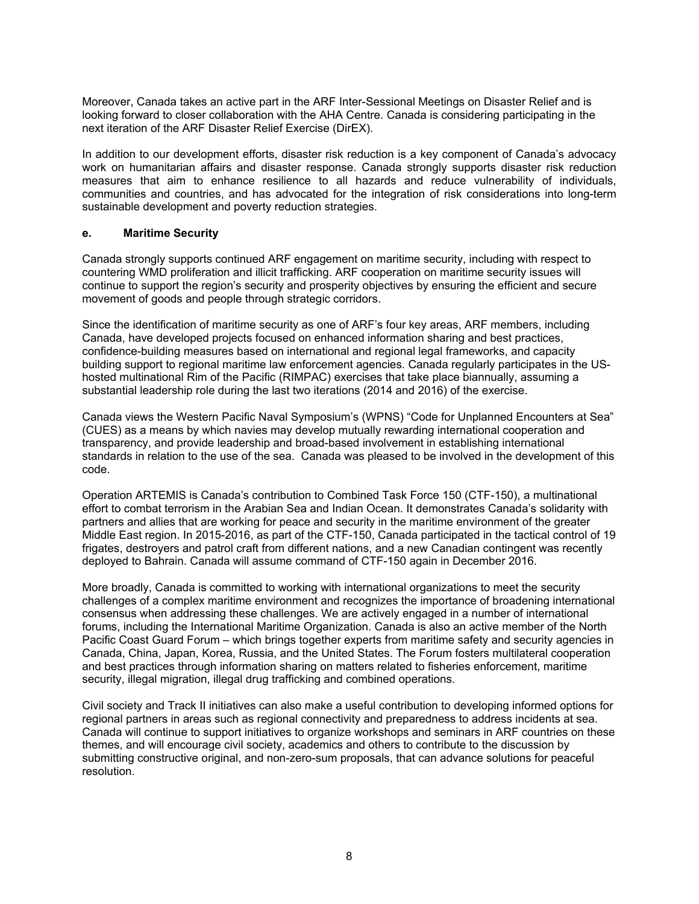Moreover, Canada takes an active part in the ARF Inter-Sessional Meetings on Disaster Relief and is looking forward to closer collaboration with the AHA Centre. Canada is considering participating in the next iteration of the ARF Disaster Relief Exercise (DirEX).

In addition to our development efforts, disaster risk reduction is a key component of Canada's advocacy work on humanitarian affairs and disaster response. Canada strongly supports disaster risk reduction measures that aim to enhance resilience to all hazards and reduce vulnerability of individuals, communities and countries, and has advocated for the integration of risk considerations into long-term sustainable development and poverty reduction strategies.

**e. Maritime Security**

Canada strongly supports continued ARF engagement on maritime security, including with respect to countering WMD proliferation and illicit trafficking. ARF cooperation on maritime security issues will continue to support the region's security and prosperity objectives by ensuring the efficient and secure movement of goods and people through strategic corridors.

Since the identification of maritime security as one of ARF's four key areas, ARF members, including Canada, have developed projects focused on enhanced information sharing and best practices, confidence-building measures based on international and regional legal frameworks, and capacity building support to regional maritime law enforcement agencies. Canada regularly participates in the US-hosted multinational Rim of the Pacific (RIMPAC) exercises that take place biannually, assuming a substantial leadership role during the last two iterations (2014 and 2016) of the exercise.

Canada views the Western Pacific Naval Symposium's (WPNS) "Code for Unplanned Encounters at Sea" (CUES) as a means by which navies may develop mutually rewarding international cooperation and transparency, and provide leadership and broad-based involvement in establishing international standards in relation to the use of the sea. Canada was pleased to be involved in the development of this code.

Operation ARTEMIS is Canada's contribution to Combined Task Force 150 (CTF-150), a multinational effort to combat terrorism in the Arabian Sea and Indian Ocean. It demonstrates Canada's solidarity with partners and allies that are working for peace and security in the maritime environment of the greater Middle East region. In 2015-2016, as part of the CTF-150, Canada participated in the tactical control of 19 frigates, destroyers and patrol craft from different nations, and a new Canadian contingent was recently deployed to Bahrain. Canada will assume command of CTF-150 again in December 2016.

More broadly, Canada is committed to working with international organizations to meet the security challenges of a complex maritime environment and recognizes the importance of broadening international consensus when addressing these challenges. We are actively engaged in a number of international forums, including the International Maritime Organization. Canada is also an active member of the North Pacific Coast Guard Forum – which brings together experts from maritime safety and security agencies in Canada, China, Japan, Korea, Russia, and the United States. The Forum fosters multilateral cooperation and best practices through information sharing on matters related to fisheries enforcement, maritime security, illegal migration, illegal drug trafficking and combined operations.

Civil society and Track II initiatives can also make a useful contribution to developing informed options for regional partners in areas such as regional connectivity and preparedness to address incidents at sea. Canada will continue to support initiatives to organize workshops and seminars in ARF countries on these themes, and will encourage civil society, academics and others to contribute to the discussion by submitting constructive original, and non-zero-sum proposals, that can advance solutions for peaceful resolution.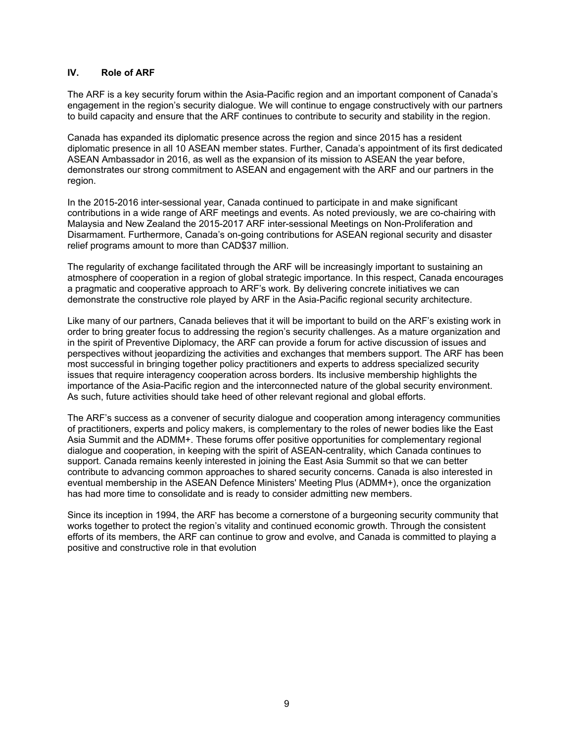## IV. Role of ARF

The ARF is a key security forum within the Asia-Pacific region and an important component of Canada's engagement in the region's security dialogue. We will continue to engage constructively with our partners to build capacity and ensure that the ARF continues to contribute to security and stability in the region.

Canada has expanded its diplomatic presence across the region and since 2015 has a resident diplomatic presence in all 10 ASEAN member states. Further, Canada's appointment of its first dedicated ASEAN Ambassador in 2016, as well as the expansion of its mission to ASEAN the year before, demonstrates our strong commitment to ASEAN and engagement with the ARF and our partners in the region.

In the 2015-2016 inter-sessional year, Canada continued to participate in and make significant contributions in a wide range of ARF meetings and events. As noted previously, we are co-chairing with Malaysia and New Zealand the 2015-2017 ARF inter-sessional Meetings on Non-Proliferation and Disarmament. Furthermore, Canada's on-going contributions for ASEAN regional security and disaster relief programs amount to more than CAD$37 million.

The regularity of exchange facilitated through the ARF will be increasingly important to sustaining an atmosphere of cooperation in a region of global strategic importance. In this respect, Canada encourages a pragmatic and cooperative approach to ARF's work. By delivering concrete initiatives we can demonstrate the constructive role played by ARF in the Asia-Pacific regional security architecture.

Like many of our partners, Canada believes that it will be important to build on the ARF's existing work in order to bring greater focus to addressing the region's security challenges. As a mature organization and in the spirit of Preventive Diplomacy, the ARF can provide a forum for active discussion of issues and perspectives without jeopardizing the activities and exchanges that members support. The ARF has been most successful in bringing together policy practitioners and experts to address specialized security issues that require interagency cooperation across borders. Its inclusive membership highlights the importance of the Asia-Pacific region and the interconnected nature of the global security environment. As such, future activities should take heed of other relevant regional and global efforts.

The ARF's success as a convener of security dialogue and cooperation among interagency communities of practitioners, experts and policy makers, is complementary to the roles of newer bodies like the East Asia Summit and the ADMM+. These forums offer positive opportunities for complementary regional dialogue and cooperation, in keeping with the spirit of ASEAN-centrality, which Canada continues to support. Canada remains keenly interested in joining the East Asia Summit so that we can better contribute to advancing common approaches to shared security concerns. Canada is also interested in eventual membership in the ASEAN Defence Ministers' Meeting Plus (ADMM+), once the organization has had more time to consolidate and is ready to consider admitting new members.

Since its inception in 1994, the ARF has become a cornerstone of a burgeoning security community that works together to protect the region's vitality and continued economic growth. Through the consistent efforts of its members, the ARF can continue to grow and evolve, and Canada is committed to playing a positive and constructive role in that evolution